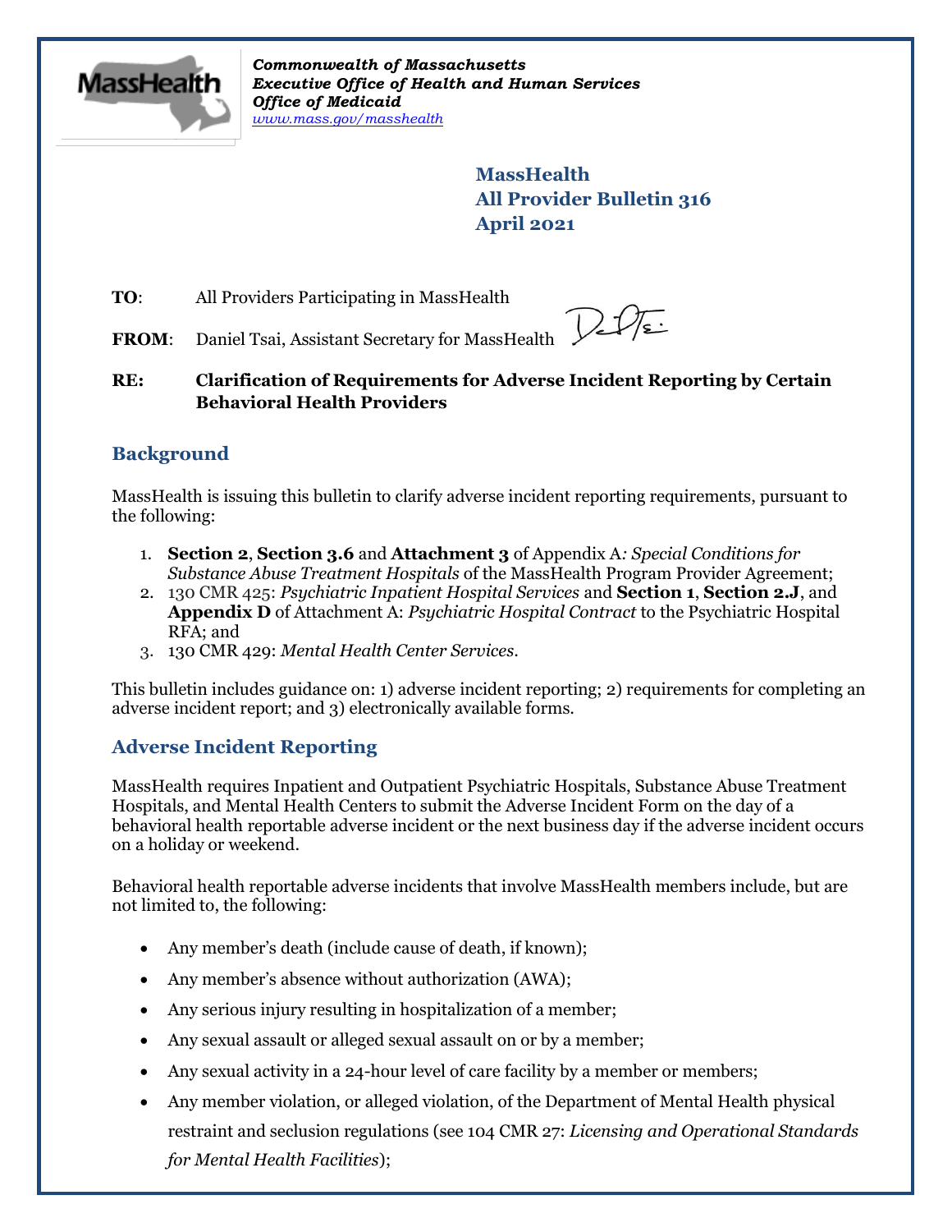Commonwealth of Massachusetts
*Executive Office of Health and Human Services*
*Office of Medicaid*
*www.mass.gov/masshealth*

**MassHealth**
**All Provider Bulletin 316**
**April 2021**

**TO**: All Providers Participating in MassHealth

**FROM**: Daniel Tsai, Assistant Secretary for MassHealth

**RE: Clarification of Requirements for Adverse Incident Reporting by Certain Behavioral Health Providers**

## Background

MassHealth is issuing this bulletin to clarify adverse incident reporting requirements, pursuant to the following:

1. **Section 2**, **Section 3.6** and **Attachment 3** of Appendix A*: Special Conditions for Substance Abuse Treatment Hospitals* of the MassHealth Program Provider Agreement;
2. 130 CMR 425: *Psychiatric Inpatient Hospital Services* and **Section 1**, **Section 2.J**, and **Appendix D** of Attachment A: *Psychiatric Hospital Contract* to the Psychiatric Hospital RFA; and
3. 130 CMR 429: *Mental Health Center Services*.

This bulletin includes guidance on: 1) adverse incident reporting; 2) requirements for completing an adverse incident report; and 3) electronically available forms.

## Adverse Incident Reporting

MassHealth requires Inpatient and Outpatient Psychiatric Hospitals, Substance Abuse Treatment Hospitals, and Mental Health Centers to submit the Adverse Incident Form on the day of a behavioral health reportable adverse incident or the next business day if the adverse incident occurs on a holiday or weekend.

Behavioral health reportable adverse incidents that involve MassHealth members include, but are not limited to, the following:

- Any member's death (include cause of death, if known);
- Any member's absence without authorization (AWA);
- Any serious injury resulting in hospitalization of a member;
- Any sexual assault or alleged sexual assault on or by a member;
- Any sexual activity in a 24-hour level of care facility by a member or members;
- Any member violation, or alleged violation, of the Department of Mental Health physical restraint and seclusion regulations (see 104 CMR 27: *Licensing and Operational Standards for Mental Health Facilities*);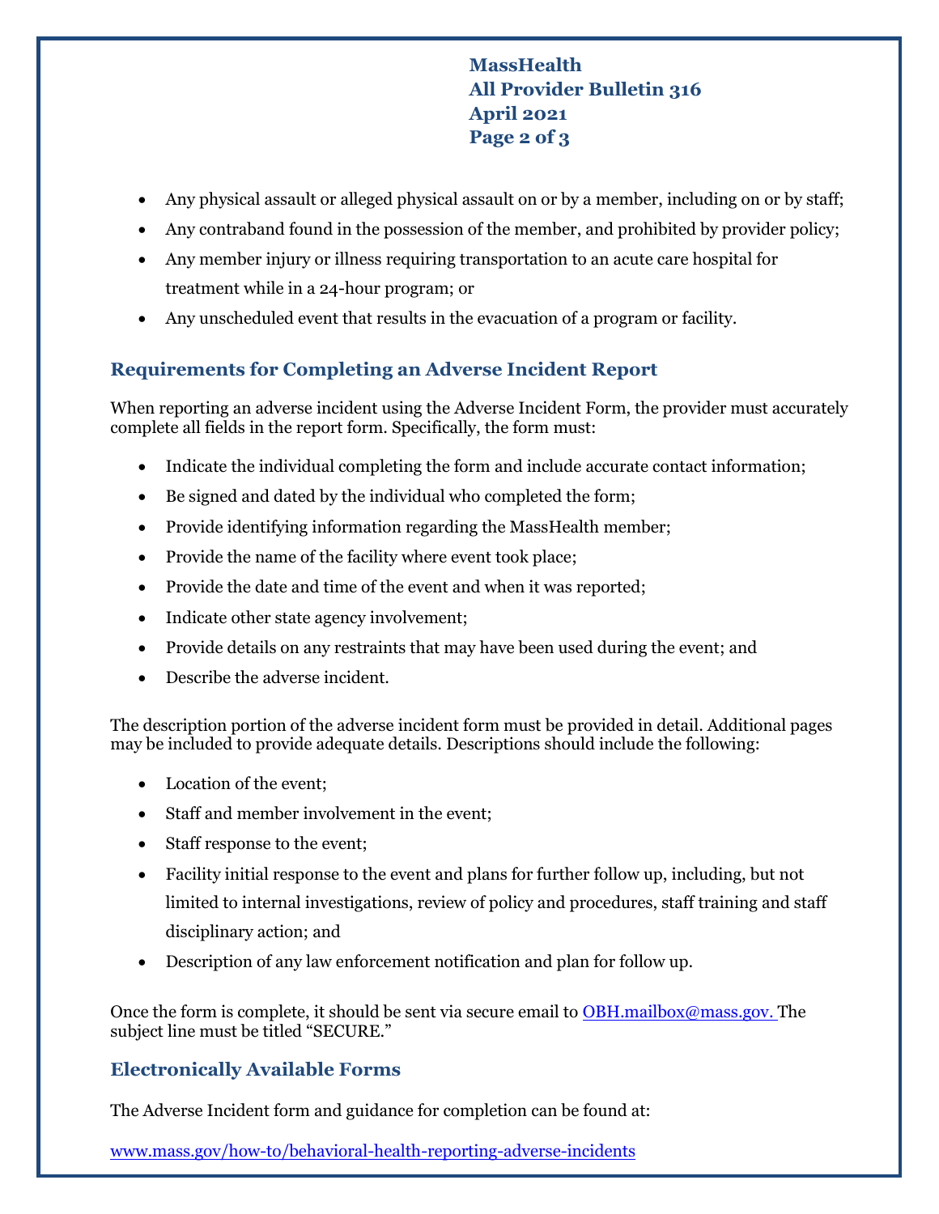- Any physical assault or alleged physical assault on or by a member, including on or by staff;
- Any contraband found in the possession of the member, and prohibited by provider policy;
- Any member injury or illness requiring transportation to an acute care hospital for treatment while in a 24-hour program; or
- Any unscheduled event that results in the evacuation of a program or facility.

## Requirements for Completing an Adverse Incident Report

When reporting an adverse incident using the Adverse Incident Form, the provider must accurately complete all fields in the report form. Specifically, the form must:

- Indicate the individual completing the form and include accurate contact information;
- Be signed and dated by the individual who completed the form;
- Provide identifying information regarding the MassHealth member;
- Provide the name of the facility where event took place;
- Provide the date and time of the event and when it was reported;
- Indicate other state agency involvement;
- Provide details on any restraints that may have been used during the event; and
- Describe the adverse incident.

The description portion of the adverse incident form must be provided in detail. Additional pages may be included to provide adequate details. Descriptions should include the following:

- Location of the event;
- Staff and member involvement in the event;
- Staff response to the event;
- Facility initial response to the event and plans for further follow up, including, but not limited to internal investigations, review of policy and procedures, staff training and staff disciplinary action; and
- Description of any law enforcement notification and plan for follow up.

Once the form is complete, it should be sent via secure email to [OBH.mailbox@mass.gov.](mailto:OBH.mailbox@mass.gov) The subject line must be titled "SECURE."

## Electronically Available Forms

The Adverse Incident form and guidance for completion can be found at:

[www.mass.gov/how-to/behavioral-health-reporting-adverse-incidents](http://www.mass.gov/how-to/behavioral-health-reporting-adverse-incidents)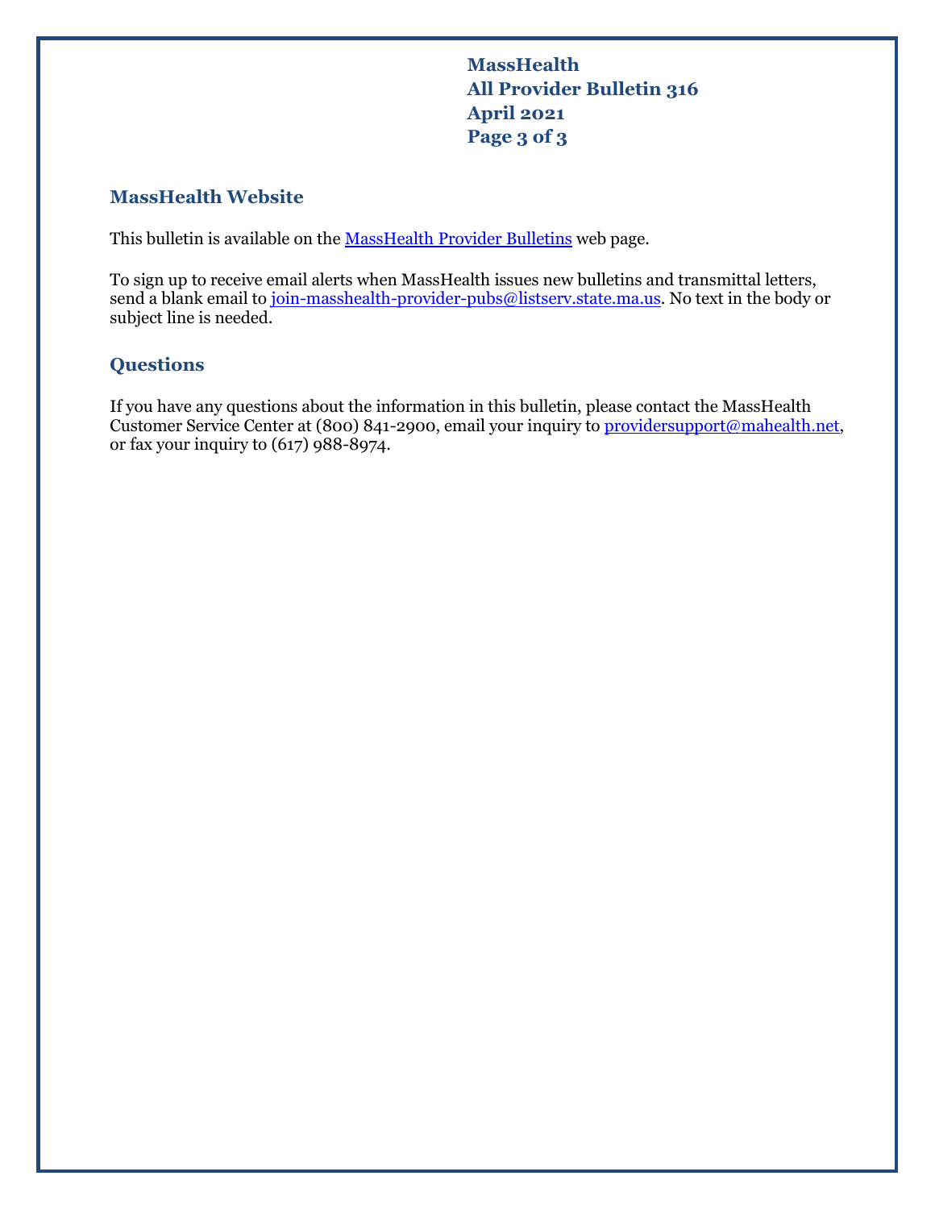## MassHealth Website

This bulletin is available on the MassHealth Provider Bulletins web page.

To sign up to receive email alerts when MassHealth issues new bulletins and transmittal letters, send a blank email to join-masshealth-provider-pubs@listserv.state.ma.us. No text in the body or subject line is needed.

## Questions

If you have any questions about the information in this bulletin, please contact the MassHealth Customer Service Center at (800) 841-2900, email your inquiry to providersupport@mahealth.net, or fax your inquiry to (617) 988-8974.